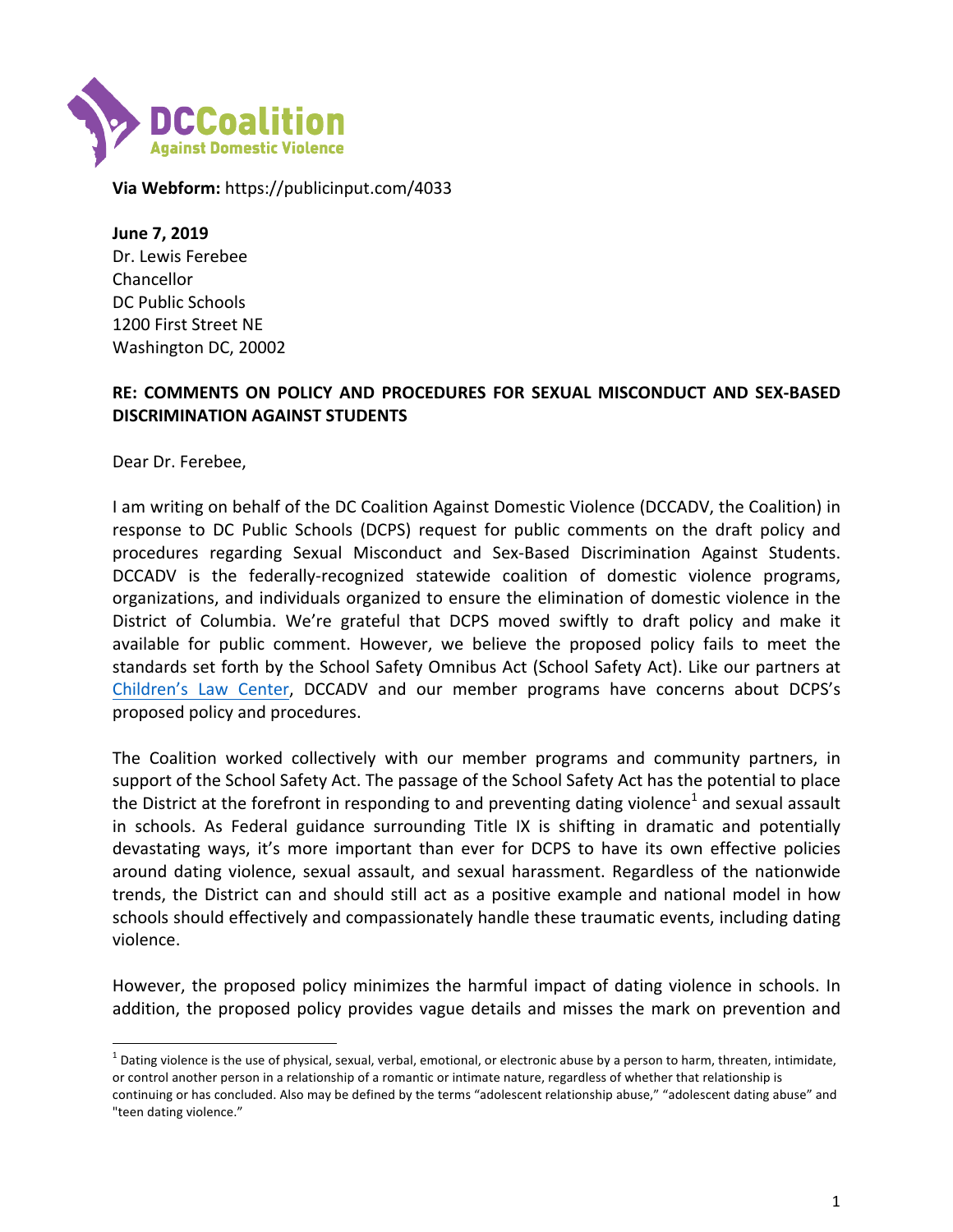DCCoalition Against Domestic Violence

**Via Webform:** https://publicinput.com/4033

**June 7, 2019**
Dr. Lewis Ferebee
Chancellor
DC Public Schools
1200 First Street NE
Washington DC, 20002

**RE: COMMENTS ON POLICY AND PROCEDURES FOR SEXUAL MISCONDUCT AND SEX-BASED DISCRIMINATION AGAINST STUDENTS**

Dear Dr. Ferebee,

I am writing on behalf of the DC Coalition Against Domestic Violence (DCCADV, the Coalition) in response to DC Public Schools (DCPS) request for public comments on the draft policy and procedures regarding Sexual Misconduct and Sex-Based Discrimination Against Students. DCCADV is the federally-recognized statewide coalition of domestic violence programs, organizations, and individuals organized to ensure the elimination of domestic violence in the District of Columbia. We're grateful that DCPS moved swiftly to draft policy and make it available for public comment. However, we believe the proposed policy fails to meet the standards set forth by the School Safety Omnibus Act (School Safety Act). Like our partners at Children's Law Center, DCCADV and our member programs have concerns about DCPS's proposed policy and procedures.

The Coalition worked collectively with our member programs and community partners, in support of the School Safety Act. The passage of the School Safety Act has the potential to place the District at the forefront in responding to and preventing dating violence[1] and sexual assault in schools. As Federal guidance surrounding Title IX is shifting in dramatic and potentially devastating ways, it's more important than ever for DCPS to have its own effective policies around dating violence, sexual assault, and sexual harassment. Regardless of the nationwide trends, the District can and should still act as a positive example and national model in how schools should effectively and compassionately handle these traumatic events, including dating violence.

However, the proposed policy minimizes the harmful impact of dating violence in schools. In addition, the proposed policy provides vague details and misses the mark on prevention and

[1] Dating violence is the use of physical, sexual, verbal, emotional, or electronic abuse by a person to harm, threaten, intimidate, or control another person in a relationship of a romantic or intimate nature, regardless of whether that relationship is continuing or has concluded. Also may be defined by the terms "adolescent relationship abuse," "adolescent dating abuse" and "teen dating violence."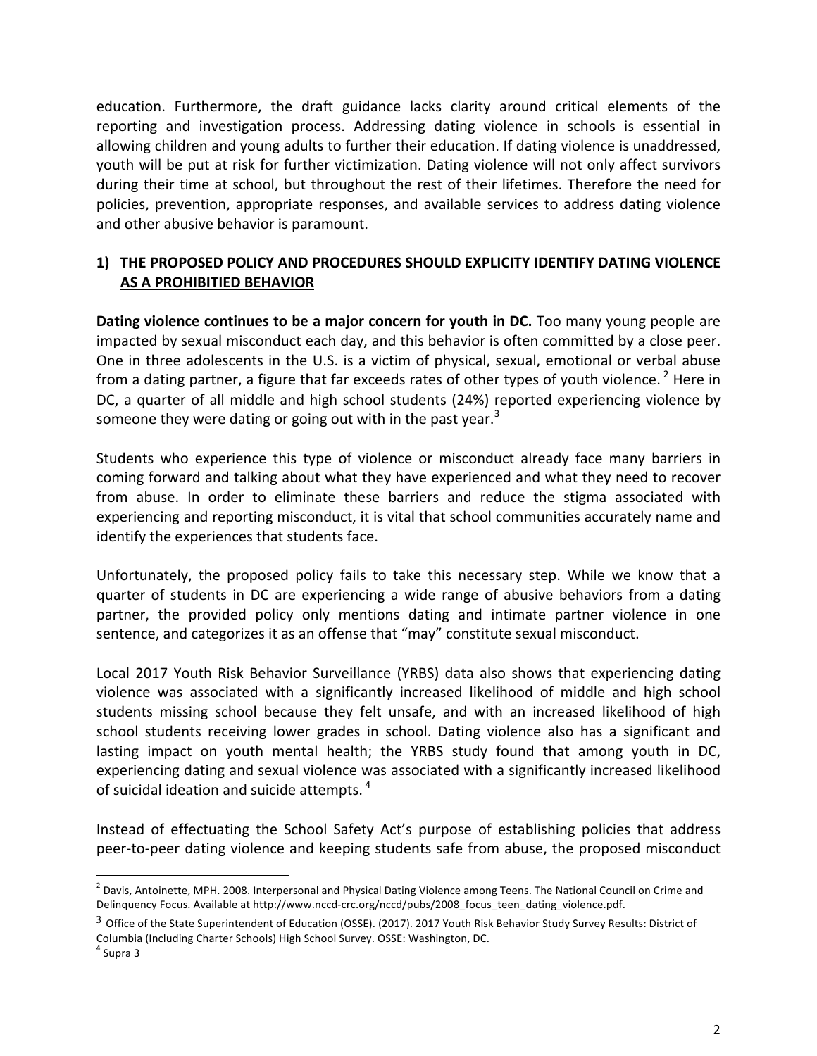education. Furthermore, the draft guidance lacks clarity around critical elements of the reporting and investigation process. Addressing dating violence in schools is essential in allowing children and young adults to further their education. If dating violence is unaddressed, youth will be put at risk for further victimization. Dating violence will not only affect survivors during their time at school, but throughout the rest of their lifetimes. Therefore the need for policies, prevention, appropriate responses, and available services to address dating violence and other abusive behavior is paramount.

## 1) THE PROPOSED POLICY AND PROCEDURES SHOULD EXPLICITY IDENTIFY DATING VIOLENCE AS A PROHIBITIED BEHAVIOR

**Dating violence continues to be a major concern for youth in DC.** Too many young people are impacted by sexual misconduct each day, and this behavior is often committed by a close peer. One in three adolescents in the U.S. is a victim of physical, sexual, emotional or verbal abuse from a dating partner, a figure that far exceeds rates of other types of youth violence.[2] Here in DC, a quarter of all middle and high school students (24%) reported experiencing violence by someone they were dating or going out with in the past year.[3]

Students who experience this type of violence or misconduct already face many barriers in coming forward and talking about what they have experienced and what they need to recover from abuse. In order to eliminate these barriers and reduce the stigma associated with experiencing and reporting misconduct, it is vital that school communities accurately name and identify the experiences that students face.

Unfortunately, the proposed policy fails to take this necessary step. While we know that a quarter of students in DC are experiencing a wide range of abusive behaviors from a dating partner, the provided policy only mentions dating and intimate partner violence in one sentence, and categorizes it as an offense that "may" constitute sexual misconduct.

Local 2017 Youth Risk Behavior Surveillance (YRBS) data also shows that experiencing dating violence was associated with a significantly increased likelihood of middle and high school students missing school because they felt unsafe, and with an increased likelihood of high school students receiving lower grades in school. Dating violence also has a significant and lasting impact on youth mental health; the YRBS study found that among youth in DC, experiencing dating and sexual violence was associated with a significantly increased likelihood of suicidal ideation and suicide attempts.[4]

Instead of effectuating the School Safety Act's purpose of establishing policies that address peer-to-peer dating violence and keeping students safe from abuse, the proposed misconduct

---

[2] Davis, Antoinette, MPH. 2008. Interpersonal and Physical Dating Violence among Teens. The National Council on Crime and Delinquency Focus. Available at http://www.nccd-crc.org/nccd/pubs/2008_focus_teen_dating_violence.pdf.

[3] Office of the State Superintendent of Education (OSSE). (2017). 2017 Youth Risk Behavior Study Survey Results: District of Columbia (Including Charter Schools) High School Survey. OSSE: Washington, DC.

[4] Supra 3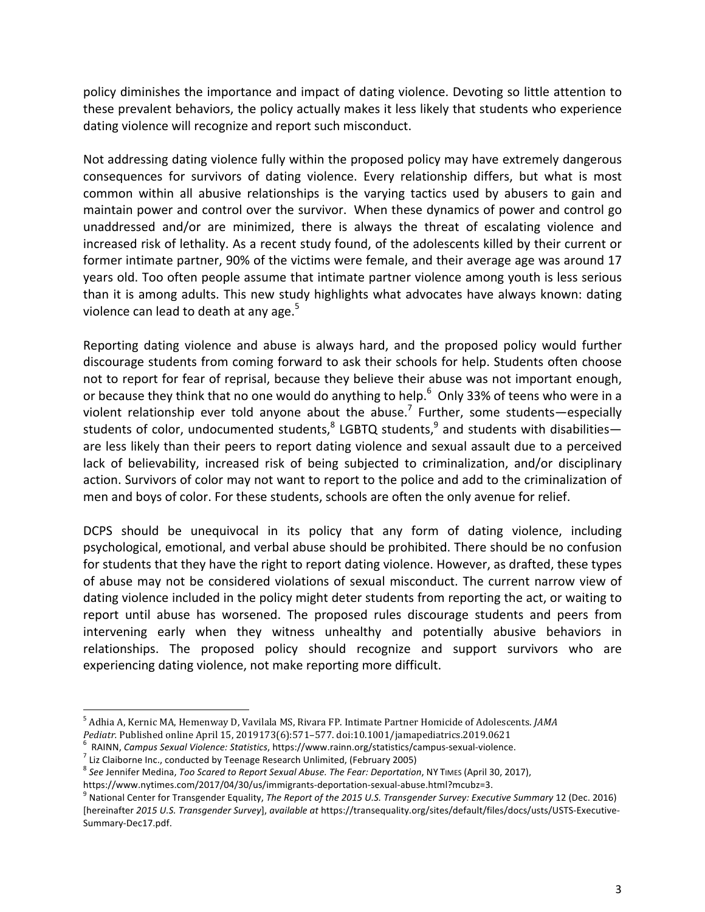policy diminishes the importance and impact of dating violence. Devoting so little attention to these prevalent behaviors, the policy actually makes it less likely that students who experience dating violence will recognize and report such misconduct.

Not addressing dating violence fully within the proposed policy may have extremely dangerous consequences for survivors of dating violence. Every relationship differs, but what is most common within all abusive relationships is the varying tactics used by abusers to gain and maintain power and control over the survivor. When these dynamics of power and control go unaddressed and/or are minimized, there is always the threat of escalating violence and increased risk of lethality. As a recent study found, of the adolescents killed by their current or former intimate partner, 90% of the victims were female, and their average age was around 17 years old. Too often people assume that intimate partner violence among youth is less serious than it is among adults. This new study highlights what advocates have always known: dating violence can lead to death at any age.[5]

Reporting dating violence and abuse is always hard, and the proposed policy would further discourage students from coming forward to ask their schools for help. Students often choose not to report for fear of reprisal, because they believe their abuse was not important enough, or because they think that no one would do anything to help.[6] Only 33% of teens who were in a violent relationship ever told anyone about the abuse.[7] Further, some students—especially students of color, undocumented students,[8] LGBTQ students,[9] and students with disabilities—are less likely than their peers to report dating violence and sexual assault due to a perceived lack of believability, increased risk of being subjected to criminalization, and/or disciplinary action. Survivors of color may not want to report to the police and add to the criminalization of men and boys of color. For these students, schools are often the only avenue for relief.

DCPS should be unequivocal in its policy that any form of dating violence, including psychological, emotional, and verbal abuse should be prohibited. There should be no confusion for students that they have the right to report dating violence. However, as drafted, these types of abuse may not be considered violations of sexual misconduct. The current narrow view of dating violence included in the policy might deter students from reporting the act, or waiting to report until abuse has worsened. The proposed rules discourage students and peers from intervening early when they witness unhealthy and potentially abusive behaviors in relationships. The proposed policy should recognize and support survivors who are experiencing dating violence, not make reporting more difficult.

---

[5] Adhia A, Kernic MA, Hemenway D, Vavilala MS, Rivara FP. Intimate Partner Homicide of Adolescents. *JAMA Pediatr.* Published online April 15, 2019173(6):571–577. doi:10.1001/jamapediatrics.2019.0621

[6] RAINN, *Campus Sexual Violence: Statistics*, https://www.rainn.org/statistics/campus-sexual-violence.

[7] Liz Claiborne Inc., conducted by Teenage Research Unlimited, (February 2005)

[8] *See* Jennifer Medina, *Too Scared to Report Sexual Abuse. The Fear: Deportation*, NY TIMES (April 30, 2017), https://www.nytimes.com/2017/04/30/us/immigrants-deportation-sexual-abuse.html?mcubz=3.

[9] National Center for Transgender Equality, *The Report of the 2015 U.S. Transgender Survey: Executive Summary* 12 (Dec. 2016) [hereinafter *2015 U.S. Transgender Survey*], *available at* https://transequality.org/sites/default/files/docs/usts/USTS-Executive-Summary-Dec17.pdf.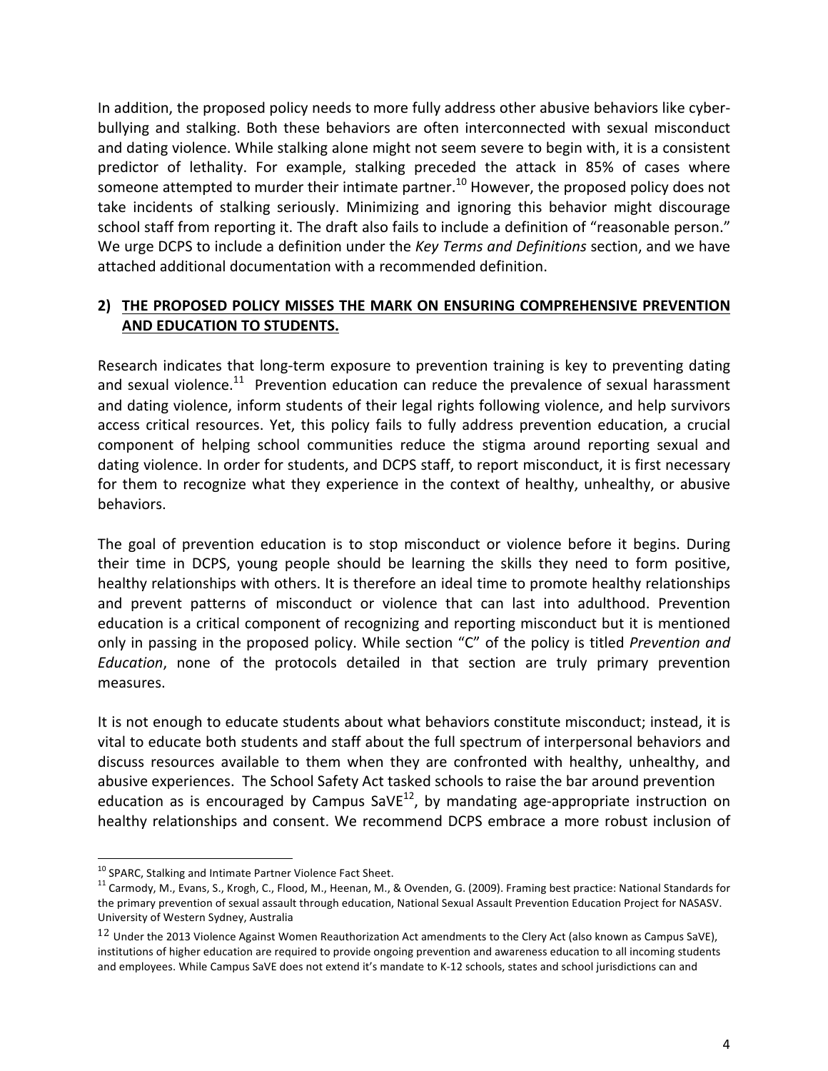In addition, the proposed policy needs to more fully address other abusive behaviors like cyber-bullying and stalking. Both these behaviors are often interconnected with sexual misconduct and dating violence. While stalking alone might not seem severe to begin with, it is a consistent predictor of lethality. For example, stalking preceded the attack in 85% of cases where someone attempted to murder their intimate partner.[10] However, the proposed policy does not take incidents of stalking seriously. Minimizing and ignoring this behavior might discourage school staff from reporting it. The draft also fails to include a definition of "reasonable person." We urge DCPS to include a definition under the *Key Terms and Definitions* section, and we have attached additional documentation with a recommended definition.

## 2) <u>THE PROPOSED POLICY MISSES THE MARK ON ENSURING COMPREHENSIVE PREVENTION AND EDUCATION TO STUDENTS.</u>

Research indicates that long-term exposure to prevention training is key to preventing dating and sexual violence.[11] Prevention education can reduce the prevalence of sexual harassment and dating violence, inform students of their legal rights following violence, and help survivors access critical resources. Yet, this policy fails to fully address prevention education, a crucial component of helping school communities reduce the stigma around reporting sexual and dating violence. In order for students, and DCPS staff, to report misconduct, it is first necessary for them to recognize what they experience in the context of healthy, unhealthy, or abusive behaviors.

The goal of prevention education is to stop misconduct or violence before it begins. During their time in DCPS, young people should be learning the skills they need to form positive, healthy relationships with others. It is therefore an ideal time to promote healthy relationships and prevent patterns of misconduct or violence that can last into adulthood. Prevention education is a critical component of recognizing and reporting misconduct but it is mentioned only in passing in the proposed policy. While section "C" of the policy is titled *Prevention and Education*, none of the protocols detailed in that section are truly primary prevention measures.

It is not enough to educate students about what behaviors constitute misconduct; instead, it is vital to educate both students and staff about the full spectrum of interpersonal behaviors and discuss resources available to them when they are confronted with healthy, unhealthy, and abusive experiences. The School Safety Act tasked schools to raise the bar around prevention education as is encouraged by Campus SaVE[12], by mandating age-appropriate instruction on healthy relationships and consent. We recommend DCPS embrace a more robust inclusion of

---

[10] SPARC, Stalking and Intimate Partner Violence Fact Sheet.

[11] Carmody, M., Evans, S., Krogh, C., Flood, M., Heenan, M., & Ovenden, G. (2009). Framing best practice: National Standards for the primary prevention of sexual assault through education, National Sexual Assault Prevention Education Project for NASASV. University of Western Sydney, Australia

[12] Under the 2013 Violence Against Women Reauthorization Act amendments to the Clery Act (also known as Campus SaVE), institutions of higher education are required to provide ongoing prevention and awareness education to all incoming students and employees. While Campus SaVE does not extend it's mandate to K-12 schools, states and school jurisdictions can and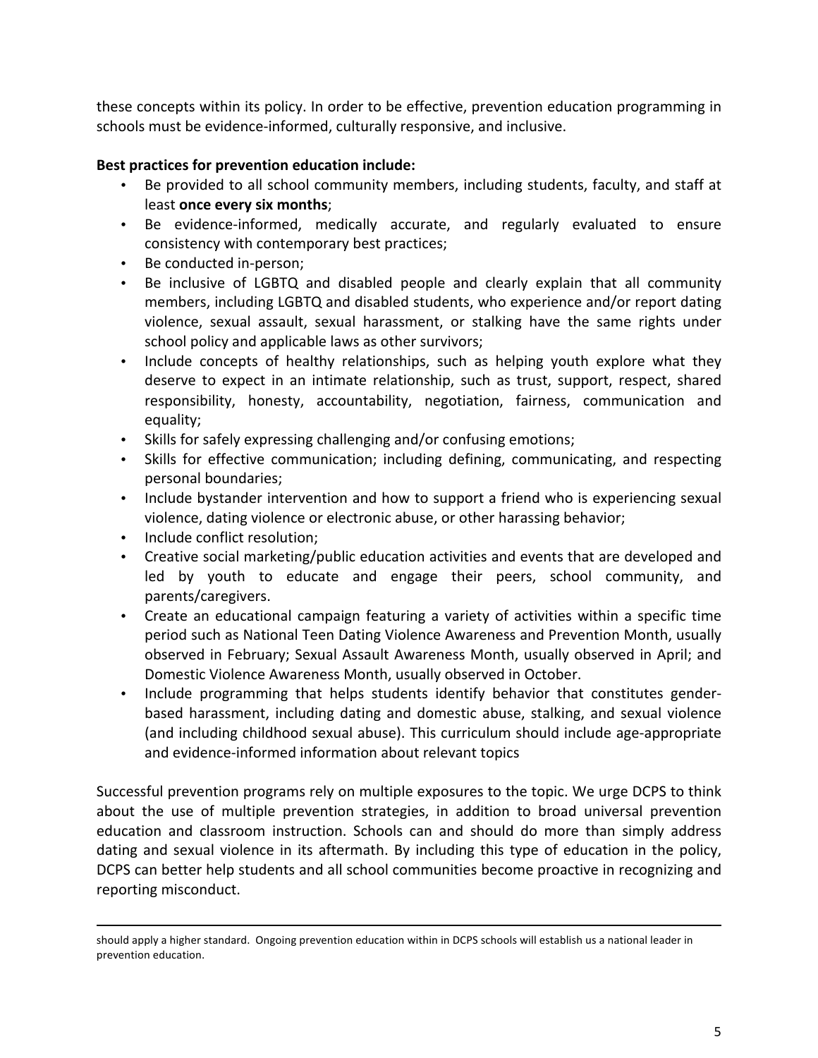these concepts within its policy. In order to be effective, prevention education programming in schools must be evidence-informed, culturally responsive, and inclusive.

**Best practices for prevention education include:**

- Be provided to all school community members, including students, faculty, and staff at least **once every six months**;
- Be evidence-informed, medically accurate, and regularly evaluated to ensure consistency with contemporary best practices;
- Be conducted in-person;
- Be inclusive of LGBTQ and disabled people and clearly explain that all community members, including LGBTQ and disabled students, who experience and/or report dating violence, sexual assault, sexual harassment, or stalking have the same rights under school policy and applicable laws as other survivors;
- Include concepts of healthy relationships, such as helping youth explore what they deserve to expect in an intimate relationship, such as trust, support, respect, shared responsibility, honesty, accountability, negotiation, fairness, communication and equality;
- Skills for safely expressing challenging and/or confusing emotions;
- Skills for effective communication; including defining, communicating, and respecting personal boundaries;
- Include bystander intervention and how to support a friend who is experiencing sexual violence, dating violence or electronic abuse, or other harassing behavior;
- Include conflict resolution;
- Creative social marketing/public education activities and events that are developed and led by youth to educate and engage their peers, school community, and parents/caregivers.
- Create an educational campaign featuring a variety of activities within a specific time period such as National Teen Dating Violence Awareness and Prevention Month, usually observed in February; Sexual Assault Awareness Month, usually observed in April; and Domestic Violence Awareness Month, usually observed in October.
- Include programming that helps students identify behavior that constitutes gender-based harassment, including dating and domestic abuse, stalking, and sexual violence (and including childhood sexual abuse). This curriculum should include age-appropriate and evidence-informed information about relevant topics

Successful prevention programs rely on multiple exposures to the topic. We urge DCPS to think about the use of multiple prevention strategies, in addition to broad universal prevention education and classroom instruction. Schools can and should do more than simply address dating and sexual violence in its aftermath. By including this type of education in the policy, DCPS can better help students and all school communities become proactive in recognizing and reporting misconduct.

---

should apply a higher standard. Ongoing prevention education within in DCPS schools will establish us a national leader in prevention education.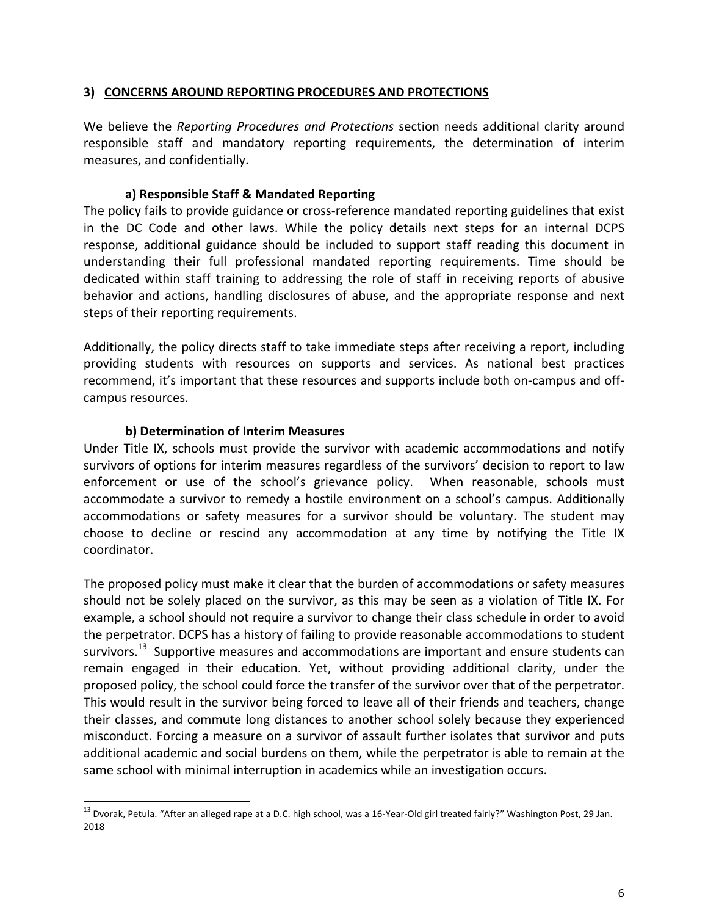## 3) CONCERNS AROUND REPORTING PROCEDURES AND PROTECTIONS

We believe the *Reporting Procedures and Protections* section needs additional clarity around responsible staff and mandatory reporting requirements, the determination of interim measures, and confidentially.

### a) Responsible Staff & Mandated Reporting

The policy fails to provide guidance or cross-reference mandated reporting guidelines that exist in the DC Code and other laws. While the policy details next steps for an internal DCPS response, additional guidance should be included to support staff reading this document in understanding their full professional mandated reporting requirements. Time should be dedicated within staff training to addressing the role of staff in receiving reports of abusive behavior and actions, handling disclosures of abuse, and the appropriate response and next steps of their reporting requirements.

Additionally, the policy directs staff to take immediate steps after receiving a report, including providing students with resources on supports and services. As national best practices recommend, it's important that these resources and supports include both on-campus and off-campus resources.

### b) Determination of Interim Measures

Under Title IX, schools must provide the survivor with academic accommodations and notify survivors of options for interim measures regardless of the survivors' decision to report to law enforcement or use of the school's grievance policy. When reasonable, schools must accommodate a survivor to remedy a hostile environment on a school's campus. Additionally accommodations or safety measures for a survivor should be voluntary. The student may choose to decline or rescind any accommodation at any time by notifying the Title IX coordinator.

The proposed policy must make it clear that the burden of accommodations or safety measures should not be solely placed on the survivor, as this may be seen as a violation of Title IX. For example, a school should not require a survivor to change their class schedule in order to avoid the perpetrator. DCPS has a history of failing to provide reasonable accommodations to student survivors.[13] Supportive measures and accommodations are important and ensure students can remain engaged in their education. Yet, without providing additional clarity, under the proposed policy, the school could force the transfer of the survivor over that of the perpetrator. This would result in the survivor being forced to leave all of their friends and teachers, change their classes, and commute long distances to another school solely because they experienced misconduct. Forcing a measure on a survivor of assault further isolates that survivor and puts additional academic and social burdens on them, while the perpetrator is able to remain at the same school with minimal interruption in academics while an investigation occurs.

---

[13] Dvorak, Petula. "After an alleged rape at a D.C. high school, was a 16-Year-Old girl treated fairly?" Washington Post, 29 Jan. 2018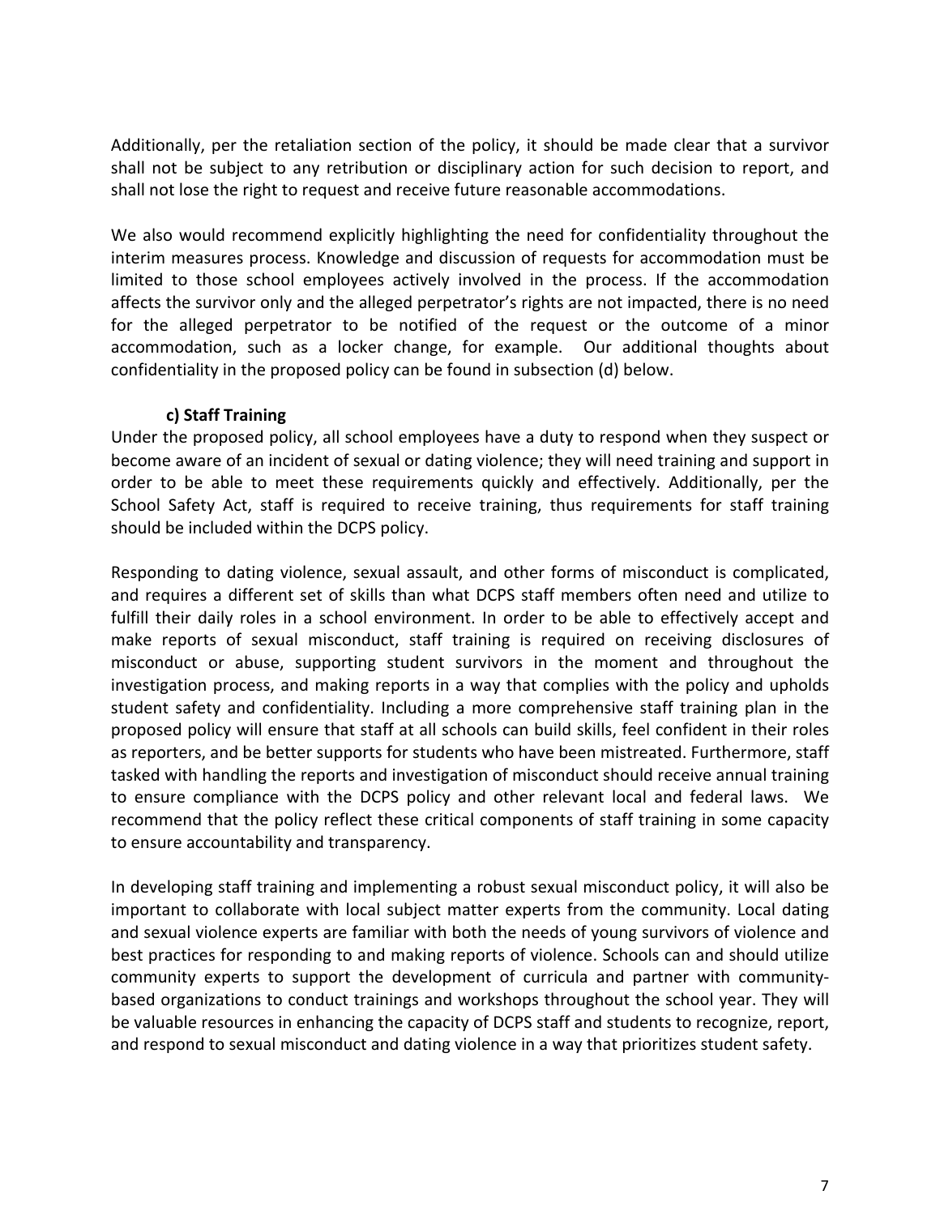Additionally, per the retaliation section of the policy, it should be made clear that a survivor shall not be subject to any retribution or disciplinary action for such decision to report, and shall not lose the right to request and receive future reasonable accommodations.

We also would recommend explicitly highlighting the need for confidentiality throughout the interim measures process. Knowledge and discussion of requests for accommodation must be limited to those school employees actively involved in the process. If the accommodation affects the survivor only and the alleged perpetrator's rights are not impacted, there is no need for the alleged perpetrator to be notified of the request or the outcome of a minor accommodation, such as a locker change, for example. Our additional thoughts about confidentiality in the proposed policy can be found in subsection (d) below.

### c) Staff Training

Under the proposed policy, all school employees have a duty to respond when they suspect or become aware of an incident of sexual or dating violence; they will need training and support in order to be able to meet these requirements quickly and effectively. Additionally, per the School Safety Act, staff is required to receive training, thus requirements for staff training should be included within the DCPS policy.

Responding to dating violence, sexual assault, and other forms of misconduct is complicated, and requires a different set of skills than what DCPS staff members often need and utilize to fulfill their daily roles in a school environment. In order to be able to effectively accept and make reports of sexual misconduct, staff training is required on receiving disclosures of misconduct or abuse, supporting student survivors in the moment and throughout the investigation process, and making reports in a way that complies with the policy and upholds student safety and confidentiality. Including a more comprehensive staff training plan in the proposed policy will ensure that staff at all schools can build skills, feel confident in their roles as reporters, and be better supports for students who have been mistreated. Furthermore, staff tasked with handling the reports and investigation of misconduct should receive annual training to ensure compliance with the DCPS policy and other relevant local and federal laws. We recommend that the policy reflect these critical components of staff training in some capacity to ensure accountability and transparency.

In developing staff training and implementing a robust sexual misconduct policy, it will also be important to collaborate with local subject matter experts from the community. Local dating and sexual violence experts are familiar with both the needs of young survivors of violence and best practices for responding to and making reports of violence. Schools can and should utilize community experts to support the development of curricula and partner with community-based organizations to conduct trainings and workshops throughout the school year. They will be valuable resources in enhancing the capacity of DCPS staff and students to recognize, report, and respond to sexual misconduct and dating violence in a way that prioritizes student safety.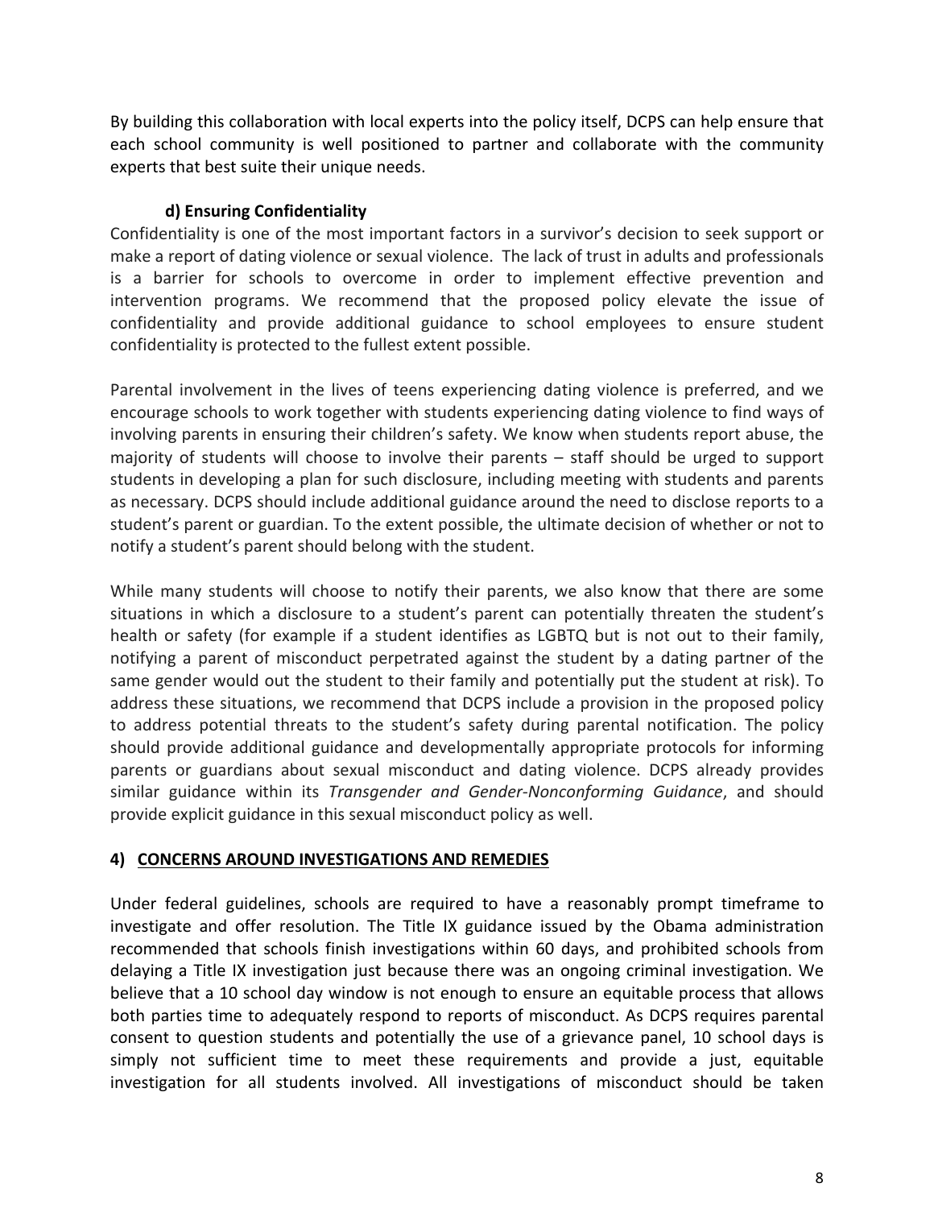By building this collaboration with local experts into the policy itself, DCPS can help ensure that each school community is well positioned to partner and collaborate with the community experts that best suite their unique needs.

### d) Ensuring Confidentiality

Confidentiality is one of the most important factors in a survivor's decision to seek support or make a report of dating violence or sexual violence. The lack of trust in adults and professionals is a barrier for schools to overcome in order to implement effective prevention and intervention programs. We recommend that the proposed policy elevate the issue of confidentiality and provide additional guidance to school employees to ensure student confidentiality is protected to the fullest extent possible.

Parental involvement in the lives of teens experiencing dating violence is preferred, and we encourage schools to work together with students experiencing dating violence to find ways of involving parents in ensuring their children's safety. We know when students report abuse, the majority of students will choose to involve their parents – staff should be urged to support students in developing a plan for such disclosure, including meeting with students and parents as necessary. DCPS should include additional guidance around the need to disclose reports to a student's parent or guardian. To the extent possible, the ultimate decision of whether or not to notify a student's parent should belong with the student.

While many students will choose to notify their parents, we also know that there are some situations in which a disclosure to a student's parent can potentially threaten the student's health or safety (for example if a student identifies as LGBTQ but is not out to their family, notifying a parent of misconduct perpetrated against the student by a dating partner of the same gender would out the student to their family and potentially put the student at risk). To address these situations, we recommend that DCPS include a provision in the proposed policy to address potential threats to the student's safety during parental notification. The policy should provide additional guidance and developmentally appropriate protocols for informing parents or guardians about sexual misconduct and dating violence. DCPS already provides similar guidance within its *Transgender and Gender-Nonconforming Guidance*, and should provide explicit guidance in this sexual misconduct policy as well.

## 4) <u>CONCERNS AROUND INVESTIGATIONS AND REMEDIES</u>

Under federal guidelines, schools are required to have a reasonably prompt timeframe to investigate and offer resolution. The Title IX guidance issued by the Obama administration recommended that schools finish investigations within 60 days, and prohibited schools from delaying a Title IX investigation just because there was an ongoing criminal investigation. We believe that a 10 school day window is not enough to ensure an equitable process that allows both parties time to adequately respond to reports of misconduct. As DCPS requires parental consent to question students and potentially the use of a grievance panel, 10 school days is simply not sufficient time to meet these requirements and provide a just, equitable investigation for all students involved. All investigations of misconduct should be taken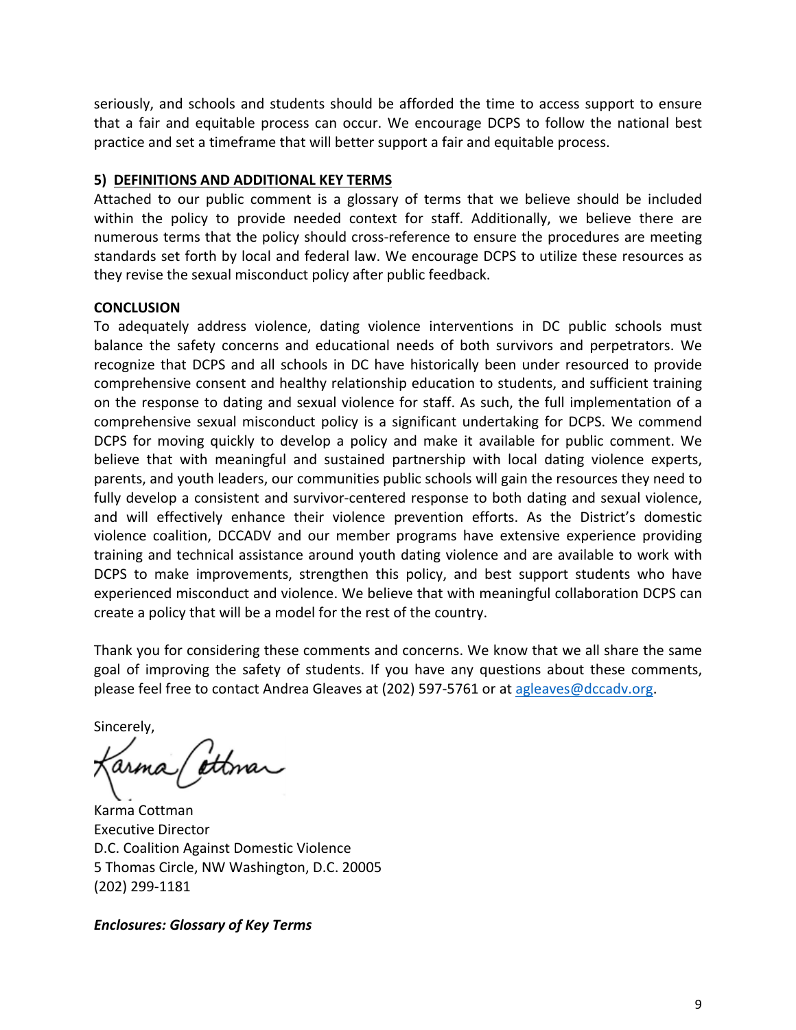seriously, and schools and students should be afforded the time to access support to ensure that a fair and equitable process can occur. We encourage DCPS to follow the national best practice and set a timeframe that will better support a fair and equitable process.

**5) DEFINITIONS AND ADDITIONAL KEY TERMS**

Attached to our public comment is a glossary of terms that we believe should be included within the policy to provide needed context for staff. Additionally, we believe there are numerous terms that the policy should cross-reference to ensure the procedures are meeting standards set forth by local and federal law. We encourage DCPS to utilize these resources as they revise the sexual misconduct policy after public feedback.

**CONCLUSION**

To adequately address violence, dating violence interventions in DC public schools must balance the safety concerns and educational needs of both survivors and perpetrators. We recognize that DCPS and all schools in DC have historically been under resourced to provide comprehensive consent and healthy relationship education to students, and sufficient training on the response to dating and sexual violence for staff. As such, the full implementation of a comprehensive sexual misconduct policy is a significant undertaking for DCPS. We commend DCPS for moving quickly to develop a policy and make it available for public comment. We believe that with meaningful and sustained partnership with local dating violence experts, parents, and youth leaders, our communities public schools will gain the resources they need to fully develop a consistent and survivor-centered response to both dating and sexual violence, and will effectively enhance their violence prevention efforts. As the District's domestic violence coalition, DCCADV and our member programs have extensive experience providing training and technical assistance around youth dating violence and are available to work with DCPS to make improvements, strengthen this policy, and best support students who have experienced misconduct and violence. We believe that with meaningful collaboration DCPS can create a policy that will be a model for the rest of the country.

Thank you for considering these comments and concerns. We know that we all share the same goal of improving the safety of students. If you have any questions about these comments, please feel free to contact Andrea Gleaves at (202) 597-5761 or at agleaves@dccadv.org.

Sincerely,

Karma Cottman

Karma Cottman
Executive Director
D.C. Coalition Against Domestic Violence
5 Thomas Circle, NW Washington, D.C. 20005
(202) 299-1181

***Enclosures: Glossary of Key Terms***